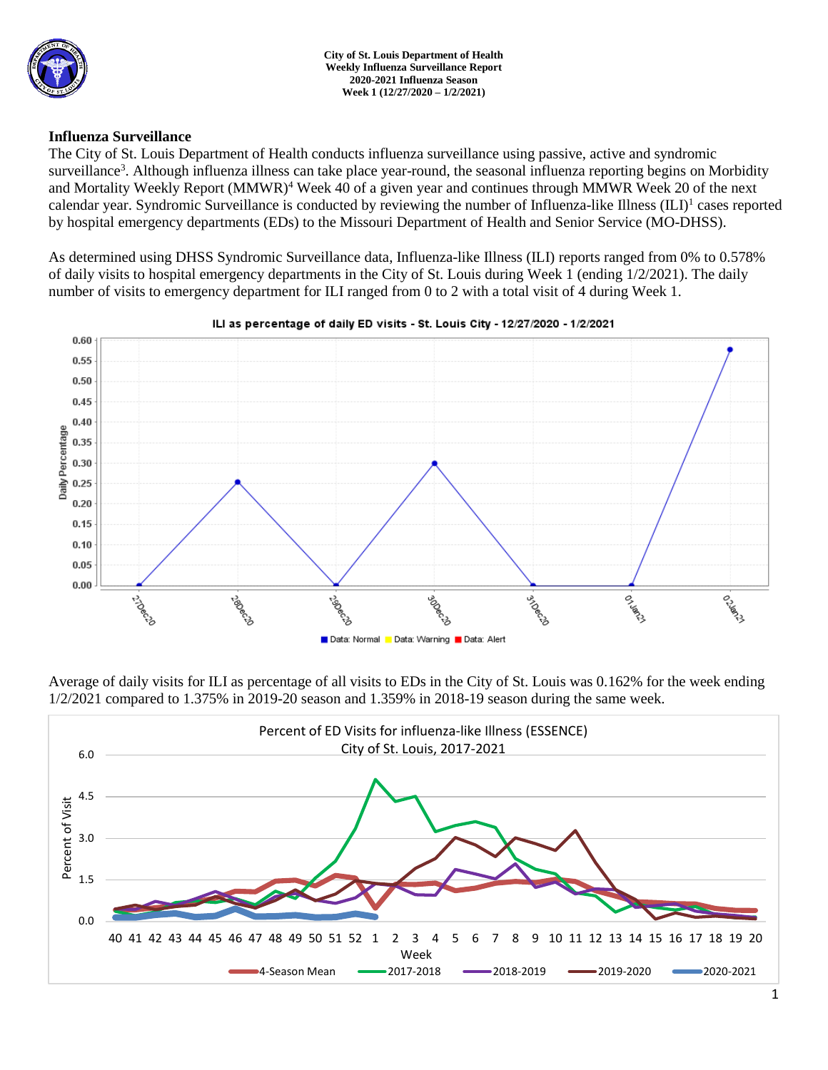**City of St. Louis Department of Health**
**Weekly Influenza Surveillance Report**
**2020-2021 Influenza Season**
**Week 1 (12/27/2020 – 1/2/2021)**

## Influenza Surveillance

The City of St. Louis Department of Health conducts influenza surveillance using passive, active and syndromic surveillance[3]. Although influenza illness can take place year-round, the seasonal influenza reporting begins on Morbidity and Mortality Weekly Report (MMWR)[4] Week 40 of a given year and continues through MMWR Week 20 of the next calendar year. Syndromic Surveillance is conducted by reviewing the number of Influenza-like Illness (ILI)[1] cases reported by hospital emergency departments (EDs) to the Missouri Department of Health and Senior Service (MO-DHSS).

As determined using DHSS Syndromic Surveillance data, Influenza-like Illness (ILI) reports ranged from 0% to 0.578% of daily visits to hospital emergency departments in the City of St. Louis during Week 1 (ending 1/2/2021). The daily number of visits to emergency department for ILI ranged from 0 to 2 with a total visit of 4 during Week 1.

**ILI as percentage of daily ED visits - St. Louis City - 12/27/2020 - 1/2/2021**

Average of daily visits for ILI as percentage of all visits to EDs in the City of St. Louis was 0.162% for the week ending 1/2/2021 compared to 1.375% in 2019-20 season and 1.359% in 2018-19 season during the same week.

**Percent of ED Visits for influenza-like Illness (ESSENCE)**
**City of St. Louis, 2017-2021**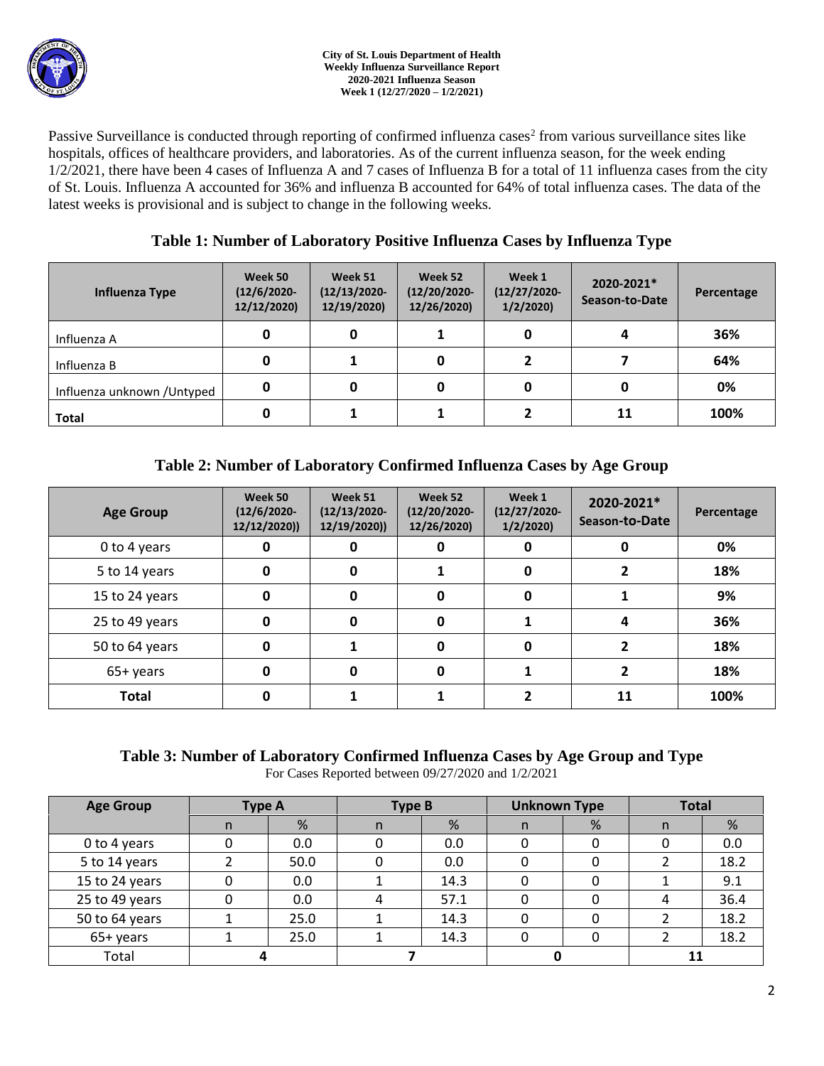City of St. Louis Department of Health
Weekly Influenza Surveillance Report
2020-2021 Influenza Season
Week 1 (12/27/2020 – 1/2/2021)

Passive Surveillance is conducted through reporting of confirmed influenza cases[2] from various surveillance sites like hospitals, offices of healthcare providers, and laboratories. As of the current influenza season, for the week ending 1/2/2021, there have been 4 cases of Influenza A and 7 cases of Influenza B for a total of 11 influenza cases from the city of St. Louis. Influenza A accounted for 36% and influenza B accounted for 64% of total influenza cases. The data of the latest weeks is provisional and is subject to change in the following weeks.

### Table 1: Number of Laboratory Positive Influenza Cases by Influenza Type

| Influenza Type | Week 50 (12/6/2020-12/12/2020) | Week 51 (12/13/2020-12/19/2020) | Week 52 (12/20/2020-12/26/2020) | Week 1 (12/27/2020-1/2/2020) | 2020-2021* Season-to-Date | Percentage |
|---|---|---|---|---|---|---|
| Influenza A | 0 | 0 | 1 | 0 | 4 | 36% |
| Influenza B | 0 | 1 | 0 | 2 | 7 | 64% |
| Influenza unknown /Untyped | 0 | 0 | 0 | 0 | 0 | 0% |
| **Total** | 0 | 1 | 1 | 2 | 11 | 100% |

### Table 2: Number of Laboratory Confirmed Influenza Cases by Age Group

| Age Group | Week 50 (12/6/2020-12/12/2020)) | Week 51 (12/13/2020-12/19/2020)) | Week 52 (12/20/2020-12/26/2020) | Week 1 (12/27/2020-1/2/2020) | 2020-2021* Season-to-Date | Percentage |
|---|---|---|---|---|---|---|
| 0 to 4 years | 0 | 0 | 0 | 0 | 0 | 0% |
| 5 to 14 years | 0 | 0 | 1 | 0 | 2 | 18% |
| 15 to 24 years | 0 | 0 | 0 | 0 | 1 | 9% |
| 25 to 49 years | 0 | 0 | 0 | 1 | 4 | 36% |
| 50 to 64 years | 0 | 1 | 0 | 0 | 2 | 18% |
| 65+ years | 0 | 0 | 0 | 1 | 2 | 18% |
| **Total** | 0 | 1 | 1 | 2 | 11 | 100% |

### Table 3: Number of Laboratory Confirmed Influenza Cases by Age Group and Type

For Cases Reported between 09/27/2020 and 1/2/2021

| Age Group | Type A | | Type B | | Unknown Type | | Total | |
|---|---|---|---|---|---|---|---|---|
| | n | % | n | % | n | % | n | % |
| 0 to 4 years | 0 | 0.0 | 0 | 0.0 | 0 | 0 | 0 | 0.0 |
| 5 to 14 years | 2 | 50.0 | 0 | 0.0 | 0 | 0 | 2 | 18.2 |
| 15 to 24 years | 0 | 0.0 | 1 | 14.3 | 0 | 0 | 1 | 9.1 |
| 25 to 49 years | 0 | 0.0 | 4 | 57.1 | 0 | 0 | 4 | 36.4 |
| 50 to 64 years | 1 | 25.0 | 1 | 14.3 | 0 | 0 | 2 | 18.2 |
| 65+ years | 1 | 25.0 | 1 | 14.3 | 0 | 0 | 2 | 18.2 |
| Total | 4 | | 7 | | 0 | | 11 | |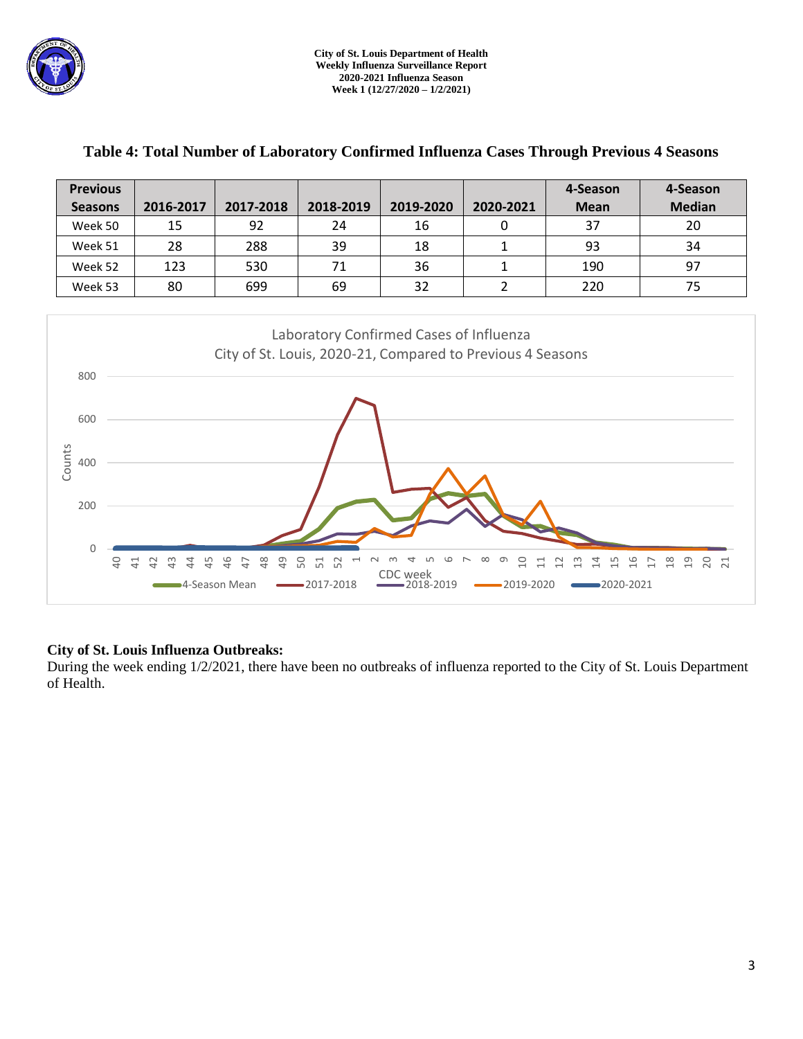## Table 4: Total Number of Laboratory Confirmed Influenza Cases Through Previous 4 Seasons

| Previous Seasons | 2016-2017 | 2017-2018 | 2018-2019 | 2019-2020 | 2020-2021 | 4-Season Mean | 4-Season Median |
|---|---|---|---|---|---|---|---|
| Week 50 | 15 | 92 | 24 | 16 | 0 | 37 | 20 |
| Week 51 | 28 | 288 | 39 | 18 | 1 | 93 | 34 |
| Week 52 | 123 | 530 | 71 | 36 | 1 | 190 | 97 |
| Week 53 | 80 | 699 | 69 | 32 | 2 | 220 | 75 |

Laboratory Confirmed Cases of Influenza
City of St. Louis, 2020-21, Compared to Previous 4 Seasons

### City of St. Louis Influenza Outbreaks:

During the week ending 1/2/2021, there have been no outbreaks of influenza reported to the City of St. Louis Department of Health.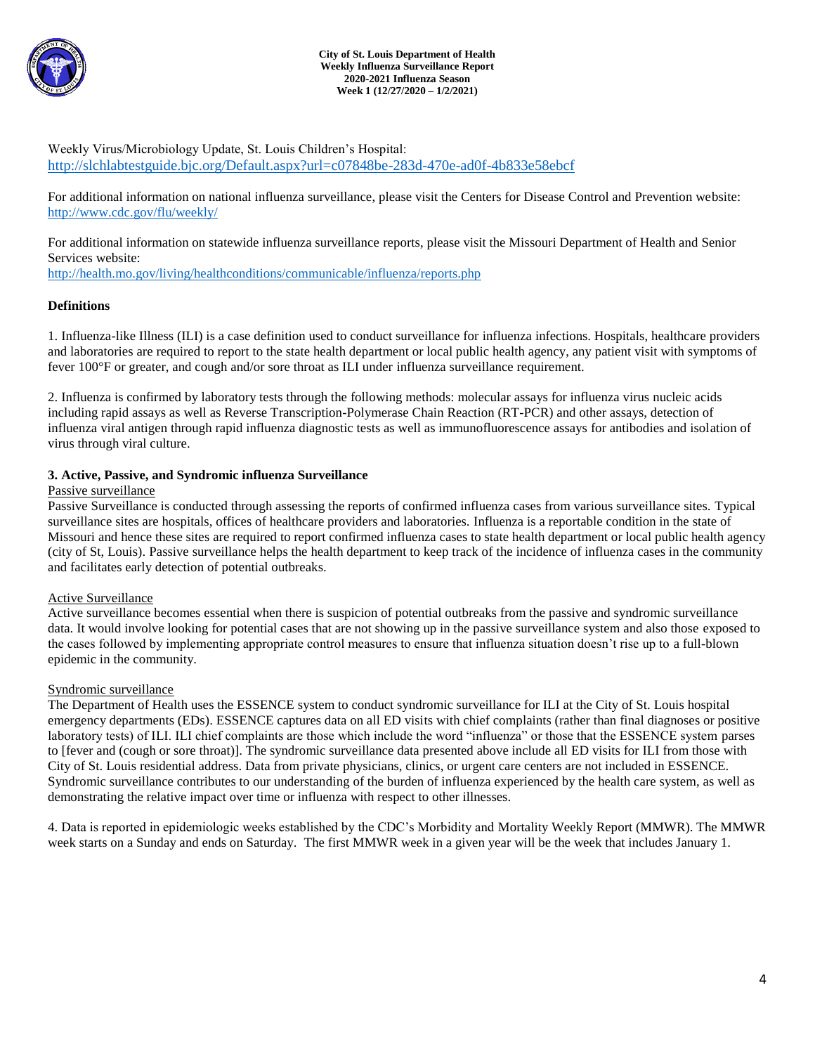Weekly Virus/Microbiology Update, St. Louis Children's Hospital:
http://slchlabtestguide.bjc.org/Default.aspx?url=c07848be-283d-470e-ad0f-4b833e58ebcf

For additional information on national influenza surveillance, please visit the Centers for Disease Control and Prevention website:
http://www.cdc.gov/flu/weekly/

For additional information on statewide influenza surveillance reports, please visit the Missouri Department of Health and Senior Services website:
http://health.mo.gov/living/healthconditions/communicable/influenza/reports.php

**Definitions**

1. Influenza-like Illness (ILI) is a case definition used to conduct surveillance for influenza infections. Hospitals, healthcare providers and laboratories are required to report to the state health department or local public health agency, any patient visit with symptoms of fever 100°F or greater, and cough and/or sore throat as ILI under influenza surveillance requirement.

2. Influenza is confirmed by laboratory tests through the following methods: molecular assays for influenza virus nucleic acids including rapid assays as well as Reverse Transcription-Polymerase Chain Reaction (RT-PCR) and other assays, detection of influenza viral antigen through rapid influenza diagnostic tests as well as immunofluorescence assays for antibodies and isolation of virus through viral culture.

**3. Active, Passive, and Syndromic influenza Surveillance**

Passive surveillance

Passive Surveillance is conducted through assessing the reports of confirmed influenza cases from various surveillance sites. Typical surveillance sites are hospitals, offices of healthcare providers and laboratories. Influenza is a reportable condition in the state of Missouri and hence these sites are required to report confirmed influenza cases to state health department or local public health agency (city of St, Louis). Passive surveillance helps the health department to keep track of the incidence of influenza cases in the community and facilitates early detection of potential outbreaks.

Active Surveillance

Active surveillance becomes essential when there is suspicion of potential outbreaks from the passive and syndromic surveillance data. It would involve looking for potential cases that are not showing up in the passive surveillance system and also those exposed to the cases followed by implementing appropriate control measures to ensure that influenza situation doesn't rise up to a full-blown epidemic in the community.

Syndromic surveillance

The Department of Health uses the ESSENCE system to conduct syndromic surveillance for ILI at the City of St. Louis hospital emergency departments (EDs). ESSENCE captures data on all ED visits with chief complaints (rather than final diagnoses or positive laboratory tests) of ILI. ILI chief complaints are those which include the word "influenza" or those that the ESSENCE system parses to [fever and (cough or sore throat)]. The syndromic surveillance data presented above include all ED visits for ILI from those with City of St. Louis residential address. Data from private physicians, clinics, or urgent care centers are not included in ESSENCE. Syndromic surveillance contributes to our understanding of the burden of influenza experienced by the health care system, as well as demonstrating the relative impact over time or influenza with respect to other illnesses.

4. Data is reported in epidemiologic weeks established by the CDC's Morbidity and Mortality Weekly Report (MMWR). The MMWR week starts on a Sunday and ends on Saturday. The first MMWR week in a given year will be the week that includes January 1.